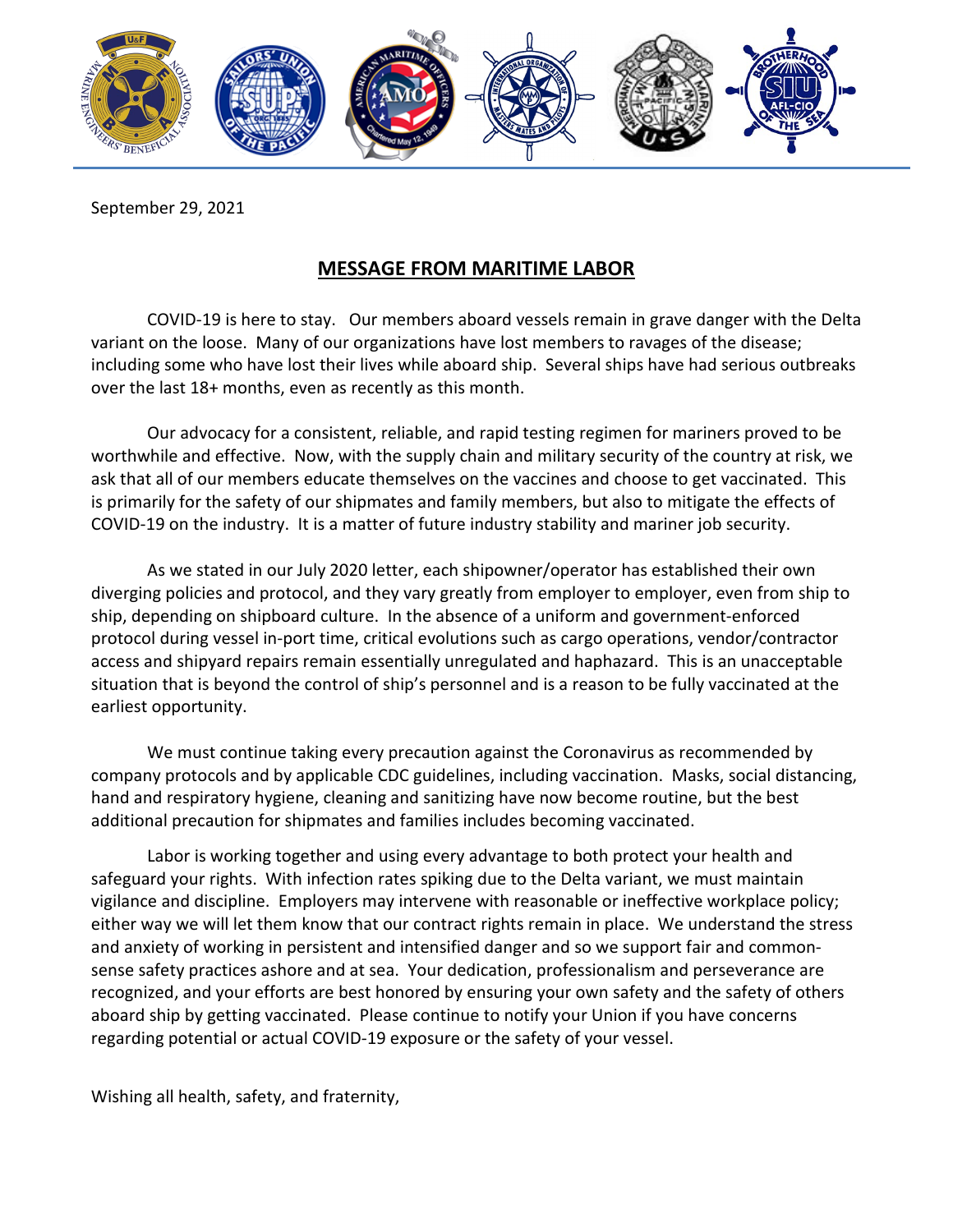September 29, 2021

## MESSAGE FROM MARITIME LABOR

COVID-19 is here to stay. Our members aboard vessels remain in grave danger with the Delta variant on the loose. Many of our organizations have lost members to ravages of the disease; including some who have lost their lives while aboard ship. Several ships have had serious outbreaks over the last 18+ months, even as recently as this month.

Our advocacy for a consistent, reliable, and rapid testing regimen for mariners proved to be worthwhile and effective. Now, with the supply chain and military security of the country at risk, we ask that all of our members educate themselves on the vaccines and choose to get vaccinated. This is primarily for the safety of our shipmates and family members, but also to mitigate the effects of COVID-19 on the industry. It is a matter of future industry stability and mariner job security.

As we stated in our July 2020 letter, each shipowner/operator has established their own diverging policies and protocol, and they vary greatly from employer to employer, even from ship to ship, depending on shipboard culture. In the absence of a uniform and government-enforced protocol during vessel in-port time, critical evolutions such as cargo operations, vendor/contractor access and shipyard repairs remain essentially unregulated and haphazard. This is an unacceptable situation that is beyond the control of ship's personnel and is a reason to be fully vaccinated at the earliest opportunity.

We must continue taking every precaution against the Coronavirus as recommended by company protocols and by applicable CDC guidelines, including vaccination. Masks, social distancing, hand and respiratory hygiene, cleaning and sanitizing have now become routine, but the best additional precaution for shipmates and families includes becoming vaccinated.

Labor is working together and using every advantage to both protect your health and safeguard your rights. With infection rates spiking due to the Delta variant, we must maintain vigilance and discipline. Employers may intervene with reasonable or ineffective workplace policy; either way we will let them know that our contract rights remain in place. We understand the stress and anxiety of working in persistent and intensified danger and so we support fair and common-sense safety practices ashore and at sea. Your dedication, professionalism and perseverance are recognized, and your efforts are best honored by ensuring your own safety and the safety of others aboard ship by getting vaccinated. Please continue to notify your Union if you have concerns regarding potential or actual COVID-19 exposure or the safety of your vessel.

Wishing all health, safety, and fraternity,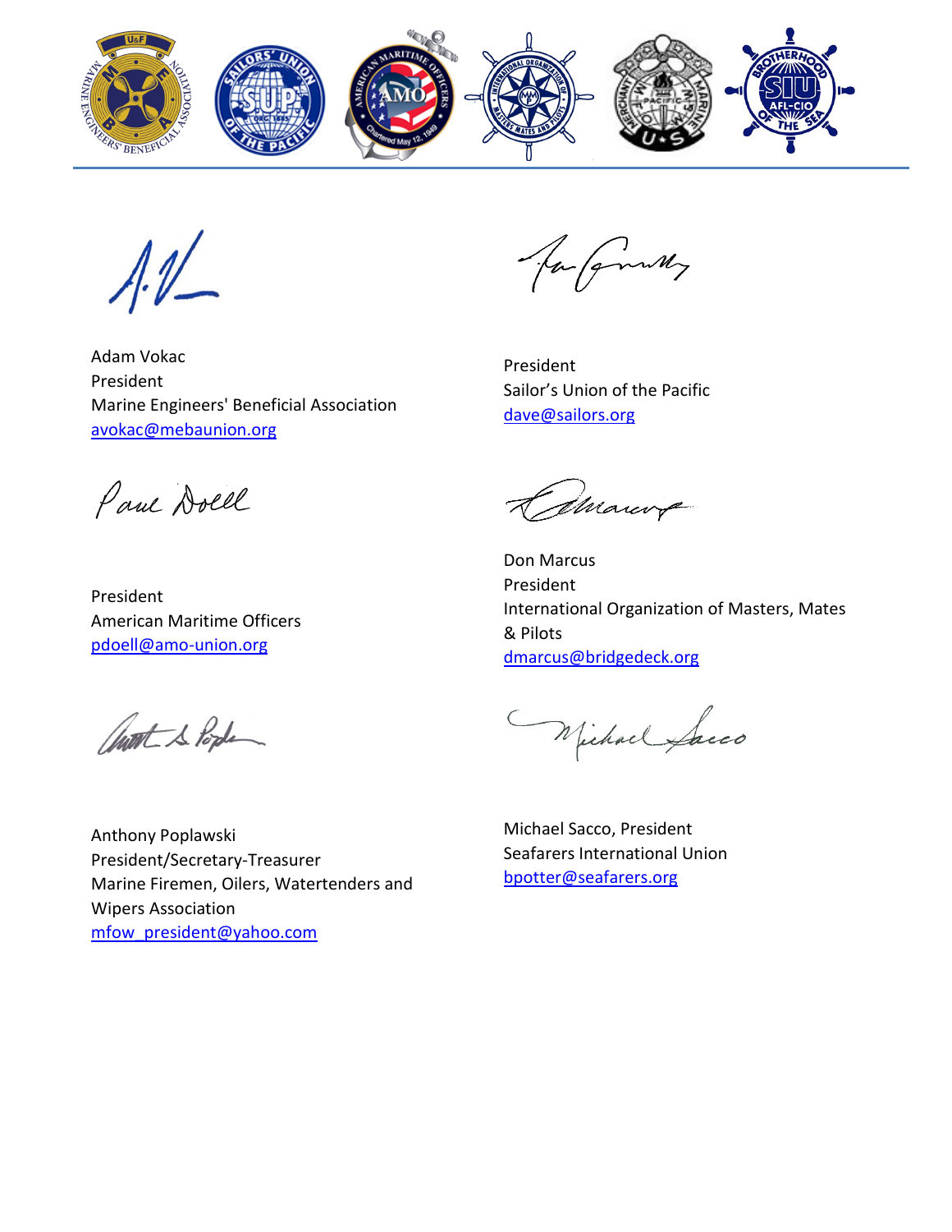Adam Vokac
President
Marine Engineers' Beneficial Association
avokac@mebaunion.org

President
Sailor's Union of the Pacific
dave@sailors.org

President
American Maritime Officers
pdoell@amo-union.org

Don Marcus
President
International Organization of Masters, Mates & Pilots
dmarcus@bridgedeck.org

Anthony Poplawski
President/Secretary-Treasurer
Marine Firemen, Oilers, Watertenders and Wipers Association
mfow_president@yahoo.com

Michael Sacco, President
Seafarers International Union
bpotter@seafarers.org